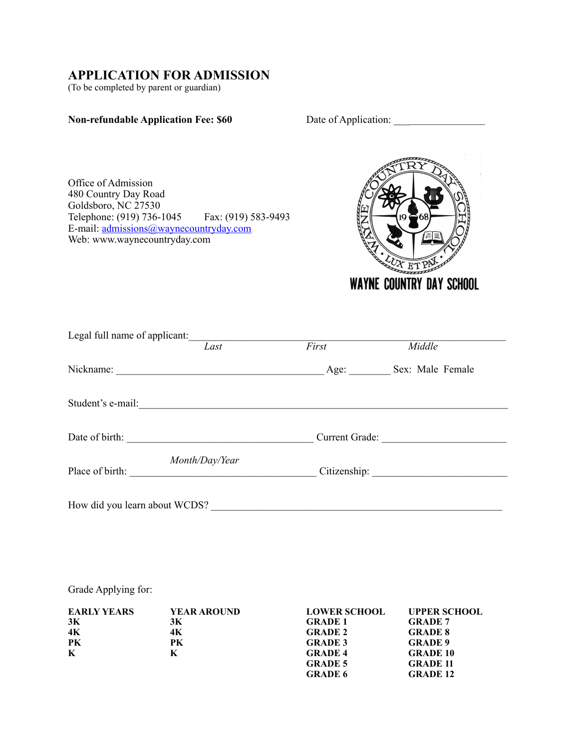# APPLICATION FOR ADMISSION

(To be completed by parent or guardian)

**Non-refundable Application Fee: $60**

Date of Application: ___________________

Office of Admission
480 Country Day Road
Goldsboro, NC 27530
Telephone: (919) 736-1045 Fax: (919) 583-9493
E-mail: admissions@waynecountryday.com
Web: www.waynecountryday.com

WAYNE COUNTRY DAY SCHOOL

Legal full name of applicant: ____________________________________________________________
*Last* *First* *Middle*

Nickname: ________________________________________ Age: ________ Sex: Male Female

Student's e-mail: ___________________________________________________________________________

Date of birth: ____________________________________ Current Grade: ________________________
*Month/Day/Year*

Place of birth: ___________________________________ Citizenship: __________________________

How did you learn about WCDS? _________________________________________________________

Grade Applying for:

| EARLY YEARS | YEAR AROUND | LOWER SCHOOL | UPPER SCHOOL |
|---|---|---|---|
| 3K | 3K | GRADE 1 | GRADE 7 |
| 4K | 4K | GRADE 2 | GRADE 8 |
| PK | PK | GRADE 3 | GRADE 9 |
| K | K | GRADE 4 | GRADE 10 |
| | | GRADE 5 | GRADE 11 |
| | | GRADE 6 | GRADE 12 |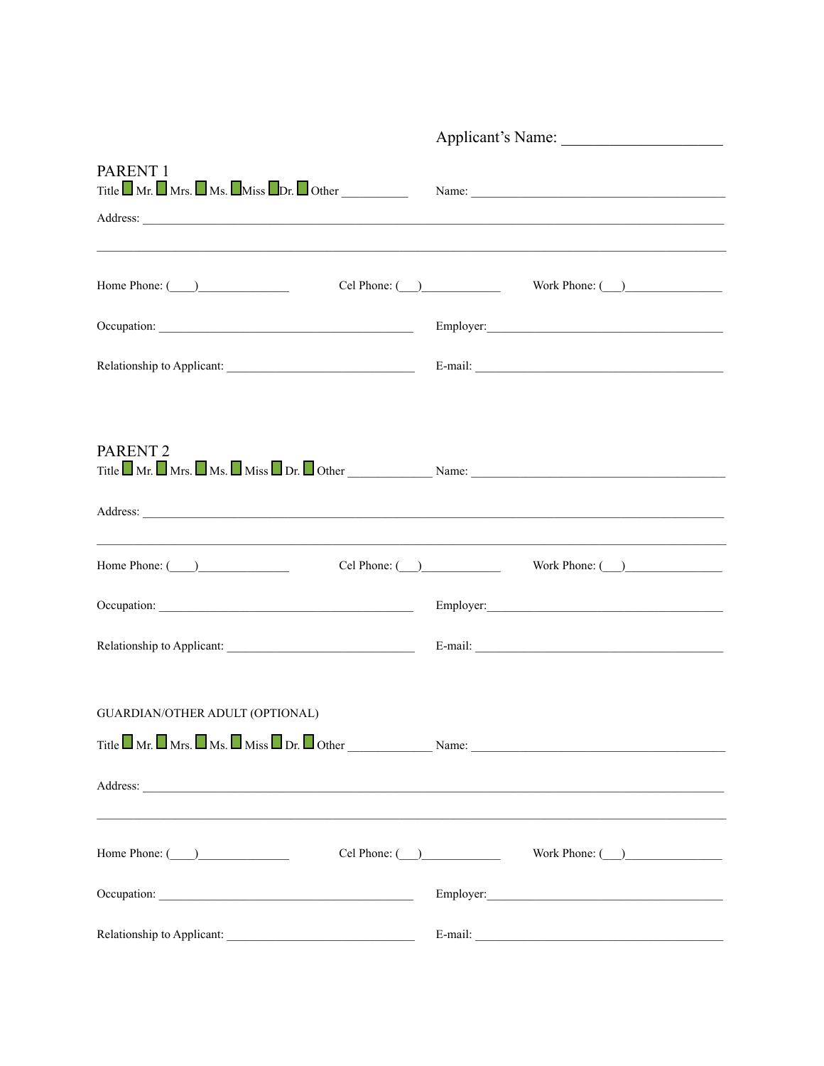Applicant's Name: ____________________

## PARENT 1

Title ☐ Mr. ☐ Mrs. ☐ Ms. ☐ Miss ☐ Dr. ☐ Other __________ Name: ________________________________________

Address: ________________________________________________________________________________

________________________________________________________________________________________

Home Phone: (___)______________ Cel Phone: (___)____________ Work Phone: (___)______________

Occupation: ________________________________________ Employer: ________________________________________

Relationship to Applicant: ____________________________ E-mail: ________________________________________

## PARENT 2

Title ☐ Mr. ☐ Mrs. ☐ Ms. ☐ Miss ☐ Dr. ☐ Other ____________ Name: ________________________________________

Address: ________________________________________________________________________________

________________________________________________________________________________________

Home Phone: (___)______________ Cel Phone: (___)____________ Work Phone: (___)______________

Occupation: ________________________________________ Employer: ________________________________________

Relationship to Applicant: ____________________________ E-mail: ________________________________________

## GUARDIAN/OTHER ADULT (OPTIONAL)

Title ☐ Mr. ☐ Mrs. ☐ Ms. ☐ Miss ☐ Dr. ☐ Other ____________ Name: ________________________________________

Address: ________________________________________________________________________________

________________________________________________________________________________________

Home Phone: (___)______________ Cel Phone: (___)____________ Work Phone: (___)______________

Occupation: ________________________________________ Employer: ________________________________________

Relationship to Applicant: ____________________________ E-mail: ________________________________________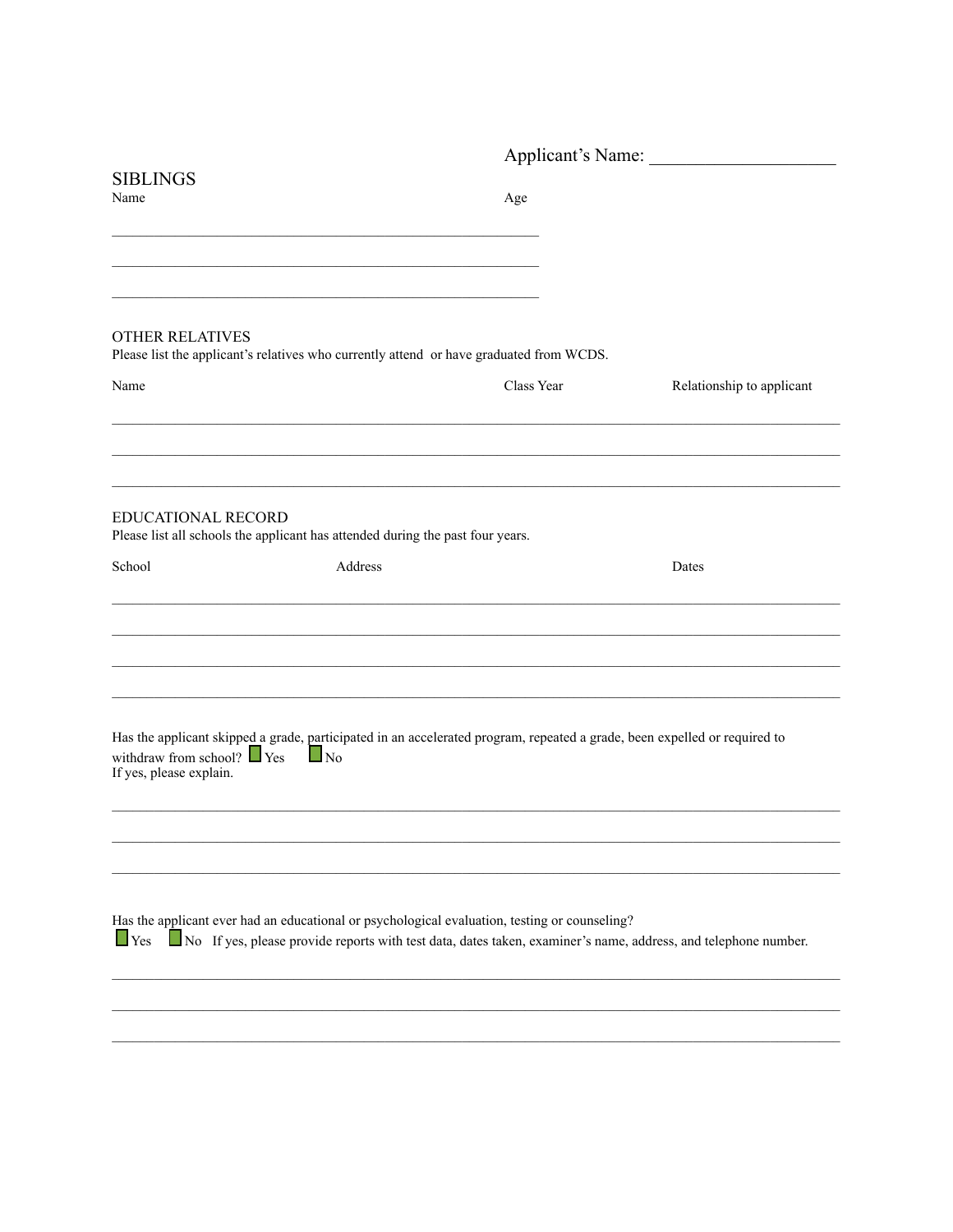Applicant's Name: ____________________

## SIBLINGS

| Name | Age |
|---|---|
| | |
| | |
| | |

## OTHER RELATIVES

Please list the applicant's relatives who currently attend or have graduated from WCDS.

| Name | Class Year | Relationship to applicant |
|---|---|---|
| | | |
| | | |
| | | |

## EDUCATIONAL RECORD

Please list all schools the applicant has attended during the past four years.

| School | Address | Dates |
|---|---|---|
| | | |
| | | |
| | | |
| | | |

Has the applicant skipped a grade, participated in an accelerated program, repeated a grade, been expelled or required to withdraw from school? ☐ Yes ☐ No

If yes, please explain.

_______________________________________________

_______________________________________________

_______________________________________________

Has the applicant ever had an educational or psychological evaluation, testing or counseling?

☐ Yes ☐ No If yes, please provide reports with test data, dates taken, examiner's name, address, and telephone number.

_______________________________________________

_______________________________________________

_______________________________________________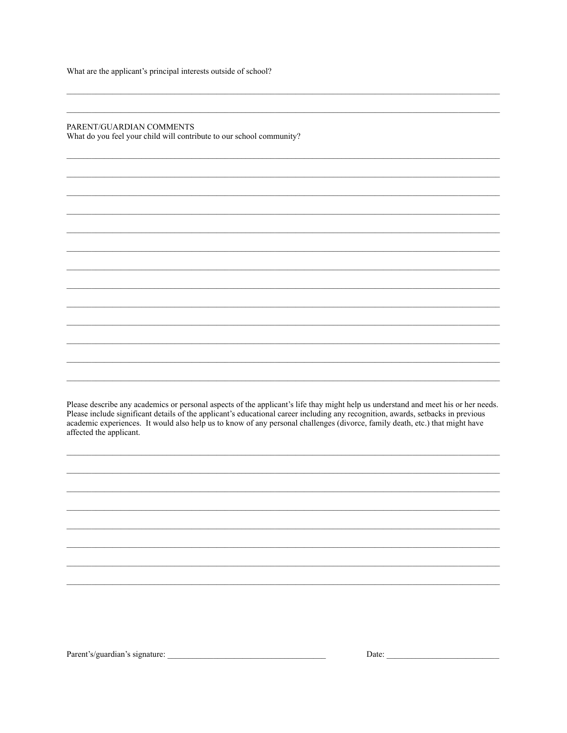What are the applicant's principal interests outside of school?

\_\_\_\_\_\_\_\_\_\_\_\_\_\_\_\_\_\_\_\_\_\_\_\_\_\_\_\_\_\_\_\_\_\_\_\_\_\_\_\_\_\_\_\_\_\_\_\_\_\_\_\_\_\_\_\_\_\_\_\_\_\_\_\_\_\_\_\_\_\_\_\_\_\_\_\_\_\_

\_\_\_\_\_\_\_\_\_\_\_\_\_\_\_\_\_\_\_\_\_\_\_\_\_\_\_\_\_\_\_\_\_\_\_\_\_\_\_\_\_\_\_\_\_\_\_\_\_\_\_\_\_\_\_\_\_\_\_\_\_\_\_\_\_\_\_\_\_\_\_\_\_\_\_\_\_\_

PARENT/GUARDIAN COMMENTS

What do you feel your child will contribute to our school community?

\_\_\_\_\_\_\_\_\_\_\_\_\_\_\_\_\_\_\_\_\_\_\_\_\_\_\_\_\_\_\_\_\_\_\_\_\_\_\_\_\_\_\_\_\_\_\_\_\_\_\_\_\_\_\_\_\_\_\_\_\_\_\_\_\_\_\_\_\_\_\_\_\_\_\_\_\_\_

\_\_\_\_\_\_\_\_\_\_\_\_\_\_\_\_\_\_\_\_\_\_\_\_\_\_\_\_\_\_\_\_\_\_\_\_\_\_\_\_\_\_\_\_\_\_\_\_\_\_\_\_\_\_\_\_\_\_\_\_\_\_\_\_\_\_\_\_\_\_\_\_\_\_\_\_\_\_

\_\_\_\_\_\_\_\_\_\_\_\_\_\_\_\_\_\_\_\_\_\_\_\_\_\_\_\_\_\_\_\_\_\_\_\_\_\_\_\_\_\_\_\_\_\_\_\_\_\_\_\_\_\_\_\_\_\_\_\_\_\_\_\_\_\_\_\_\_\_\_\_\_\_\_\_\_\_

\_\_\_\_\_\_\_\_\_\_\_\_\_\_\_\_\_\_\_\_\_\_\_\_\_\_\_\_\_\_\_\_\_\_\_\_\_\_\_\_\_\_\_\_\_\_\_\_\_\_\_\_\_\_\_\_\_\_\_\_\_\_\_\_\_\_\_\_\_\_\_\_\_\_\_\_\_\_

\_\_\_\_\_\_\_\_\_\_\_\_\_\_\_\_\_\_\_\_\_\_\_\_\_\_\_\_\_\_\_\_\_\_\_\_\_\_\_\_\_\_\_\_\_\_\_\_\_\_\_\_\_\_\_\_\_\_\_\_\_\_\_\_\_\_\_\_\_\_\_\_\_\_\_\_\_\_

\_\_\_\_\_\_\_\_\_\_\_\_\_\_\_\_\_\_\_\_\_\_\_\_\_\_\_\_\_\_\_\_\_\_\_\_\_\_\_\_\_\_\_\_\_\_\_\_\_\_\_\_\_\_\_\_\_\_\_\_\_\_\_\_\_\_\_\_\_\_\_\_\_\_\_\_\_\_

\_\_\_\_\_\_\_\_\_\_\_\_\_\_\_\_\_\_\_\_\_\_\_\_\_\_\_\_\_\_\_\_\_\_\_\_\_\_\_\_\_\_\_\_\_\_\_\_\_\_\_\_\_\_\_\_\_\_\_\_\_\_\_\_\_\_\_\_\_\_\_\_\_\_\_\_\_\_

\_\_\_\_\_\_\_\_\_\_\_\_\_\_\_\_\_\_\_\_\_\_\_\_\_\_\_\_\_\_\_\_\_\_\_\_\_\_\_\_\_\_\_\_\_\_\_\_\_\_\_\_\_\_\_\_\_\_\_\_\_\_\_\_\_\_\_\_\_\_\_\_\_\_\_\_\_\_

\_\_\_\_\_\_\_\_\_\_\_\_\_\_\_\_\_\_\_\_\_\_\_\_\_\_\_\_\_\_\_\_\_\_\_\_\_\_\_\_\_\_\_\_\_\_\_\_\_\_\_\_\_\_\_\_\_\_\_\_\_\_\_\_\_\_\_\_\_\_\_\_\_\_\_\_\_\_

\_\_\_\_\_\_\_\_\_\_\_\_\_\_\_\_\_\_\_\_\_\_\_\_\_\_\_\_\_\_\_\_\_\_\_\_\_\_\_\_\_\_\_\_\_\_\_\_\_\_\_\_\_\_\_\_\_\_\_\_\_\_\_\_\_\_\_\_\_\_\_\_\_\_\_\_\_\_

\_\_\_\_\_\_\_\_\_\_\_\_\_\_\_\_\_\_\_\_\_\_\_\_\_\_\_\_\_\_\_\_\_\_\_\_\_\_\_\_\_\_\_\_\_\_\_\_\_\_\_\_\_\_\_\_\_\_\_\_\_\_\_\_\_\_\_\_\_\_\_\_\_\_\_\_\_\_

\_\_\_\_\_\_\_\_\_\_\_\_\_\_\_\_\_\_\_\_\_\_\_\_\_\_\_\_\_\_\_\_\_\_\_\_\_\_\_\_\_\_\_\_\_\_\_\_\_\_\_\_\_\_\_\_\_\_\_\_\_\_\_\_\_\_\_\_\_\_\_\_\_\_\_\_\_\_

\_\_\_\_\_\_\_\_\_\_\_\_\_\_\_\_\_\_\_\_\_\_\_\_\_\_\_\_\_\_\_\_\_\_\_\_\_\_\_\_\_\_\_\_\_\_\_\_\_\_\_\_\_\_\_\_\_\_\_\_\_\_\_\_\_\_\_\_\_\_\_\_\_\_\_\_\_\_

Please describe any academics or personal aspects of the applicant's life thay might help us understand and meet his or her needs. Please include significant details of the applicant's educational career including any recognition, awards, setbacks in previous academic experiences. It would also help us to know of any personal challenges (divorce, family death, etc.) that might have affected the applicant.

\_\_\_\_\_\_\_\_\_\_\_\_\_\_\_\_\_\_\_\_\_\_\_\_\_\_\_\_\_\_\_\_\_\_\_\_\_\_\_\_\_\_\_\_\_\_\_\_\_\_\_\_\_\_\_\_\_\_\_\_\_\_\_\_\_\_\_\_\_\_\_\_\_\_\_\_\_\_

\_\_\_\_\_\_\_\_\_\_\_\_\_\_\_\_\_\_\_\_\_\_\_\_\_\_\_\_\_\_\_\_\_\_\_\_\_\_\_\_\_\_\_\_\_\_\_\_\_\_\_\_\_\_\_\_\_\_\_\_\_\_\_\_\_\_\_\_\_\_\_\_\_\_\_\_\_\_

\_\_\_\_\_\_\_\_\_\_\_\_\_\_\_\_\_\_\_\_\_\_\_\_\_\_\_\_\_\_\_\_\_\_\_\_\_\_\_\_\_\_\_\_\_\_\_\_\_\_\_\_\_\_\_\_\_\_\_\_\_\_\_\_\_\_\_\_\_\_\_\_\_\_\_\_\_\_

\_\_\_\_\_\_\_\_\_\_\_\_\_\_\_\_\_\_\_\_\_\_\_\_\_\_\_\_\_\_\_\_\_\_\_\_\_\_\_\_\_\_\_\_\_\_\_\_\_\_\_\_\_\_\_\_\_\_\_\_\_\_\_\_\_\_\_\_\_\_\_\_\_\_\_\_\_\_

\_\_\_\_\_\_\_\_\_\_\_\_\_\_\_\_\_\_\_\_\_\_\_\_\_\_\_\_\_\_\_\_\_\_\_\_\_\_\_\_\_\_\_\_\_\_\_\_\_\_\_\_\_\_\_\_\_\_\_\_\_\_\_\_\_\_\_\_\_\_\_\_\_\_\_\_\_\_

\_\_\_\_\_\_\_\_\_\_\_\_\_\_\_\_\_\_\_\_\_\_\_\_\_\_\_\_\_\_\_\_\_\_\_\_\_\_\_\_\_\_\_\_\_\_\_\_\_\_\_\_\_\_\_\_\_\_\_\_\_\_\_\_\_\_\_\_\_\_\_\_\_\_\_\_\_\_

\_\_\_\_\_\_\_\_\_\_\_\_\_\_\_\_\_\_\_\_\_\_\_\_\_\_\_\_\_\_\_\_\_\_\_\_\_\_\_\_\_\_\_\_\_\_\_\_\_\_\_\_\_\_\_\_\_\_\_\_\_\_\_\_\_\_\_\_\_\_\_\_\_\_\_\_\_\_

\_\_\_\_\_\_\_\_\_\_\_\_\_\_\_\_\_\_\_\_\_\_\_\_\_\_\_\_\_\_\_\_\_\_\_\_\_\_\_\_\_\_\_\_\_\_\_\_\_\_\_\_\_\_\_\_\_\_\_\_\_\_\_\_\_\_\_\_\_\_\_\_\_\_\_\_\_\_

Parent's/guardian's signature: \_\_\_\_\_\_\_\_\_\_\_\_\_\_\_\_\_\_\_\_\_\_\_\_\_\_\_\_\_\_\_\_\_\_\_\_\_\_ Date: \_\_\_\_\_\_\_\_\_\_\_\_\_\_\_\_\_\_\_\_\_\_\_\_\_\_\_